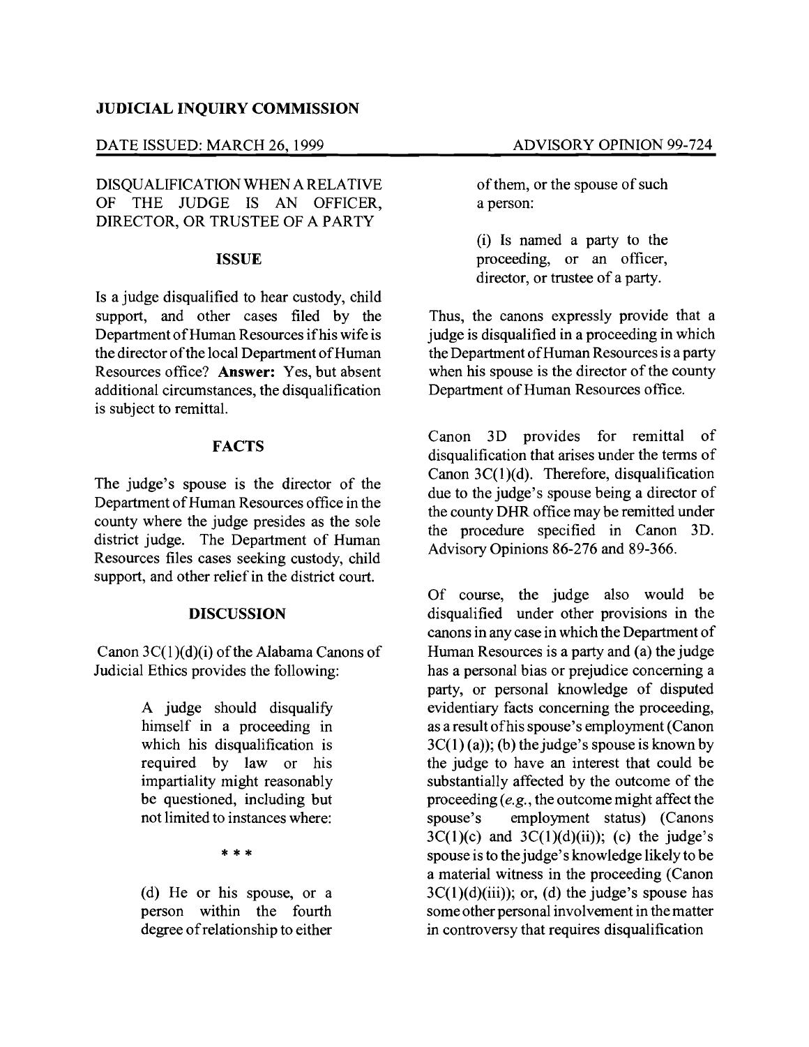**JUDICIAL INQUIRY COMMISSION**

DATE ISSUED: MARCH 26, 1999 ADVISORY OPINION 99-724

DISQUALIFICATION WHEN A RELATIVE OF THE JUDGE IS AN OFFICER, DIRECTOR, OR TRUSTEE OF A PARTY

## ISSUE

Is a judge disqualified to hear custody, child support, and other cases filed by the Department of Human Resources if his wife is the director of the local Department of Human Resources office? **Answer:** Yes, but absent additional circumstances, the disqualification is subject to remittal.

## FACTS

The judge's spouse is the director of the Department of Human Resources office in the county where the judge presides as the sole district judge. The Department of Human Resources files cases seeking custody, child support, and other relief in the district court.

## DISCUSSION

Canon 3C(1)(d)(i) of the Alabama Canons of Judicial Ethics provides the following:

> A judge should disqualify himself in a proceeding in which his disqualification is required by law or his impartiality might reasonably be questioned, including but not limited to instances where:
>
> \* \* \*
>
> (d) He or his spouse, or a person within the fourth degree of relationship to either of them, or the spouse of such a person:
>
> (i) Is named a party to the proceeding, or an officer, director, or trustee of a party.

Thus, the canons expressly provide that a judge is disqualified in a proceeding in which the Department of Human Resources is a party when his spouse is the director of the county Department of Human Resources office.

Canon 3D provides for remittal of disqualification that arises under the terms of Canon 3C(1)(d). Therefore, disqualification due to the judge's spouse being a director of the county DHR office may be remitted under the procedure specified in Canon 3D. Advisory Opinions 86-276 and 89-366.

Of course, the judge also would be disqualified under other provisions in the canons in any case in which the Department of Human Resources is a party and (a) the judge has a personal bias or prejudice concerning a party, or personal knowledge of disputed evidentiary facts concerning the proceeding, as a result of his spouse's employment (Canon 3C(1) (a)); (b) the judge's spouse is known by the judge to have an interest that could be substantially affected by the outcome of the proceeding (*e.g.*, the outcome might affect the spouse's employment status) (Canons 3C(1)(c) and 3C(1)(d)(ii)); (c) the judge's spouse is to the judge's knowledge likely to be a material witness in the proceeding (Canon 3C(1)(d)(iii)); or, (d) the judge's spouse has some other personal involvement in the matter in controversy that requires disqualification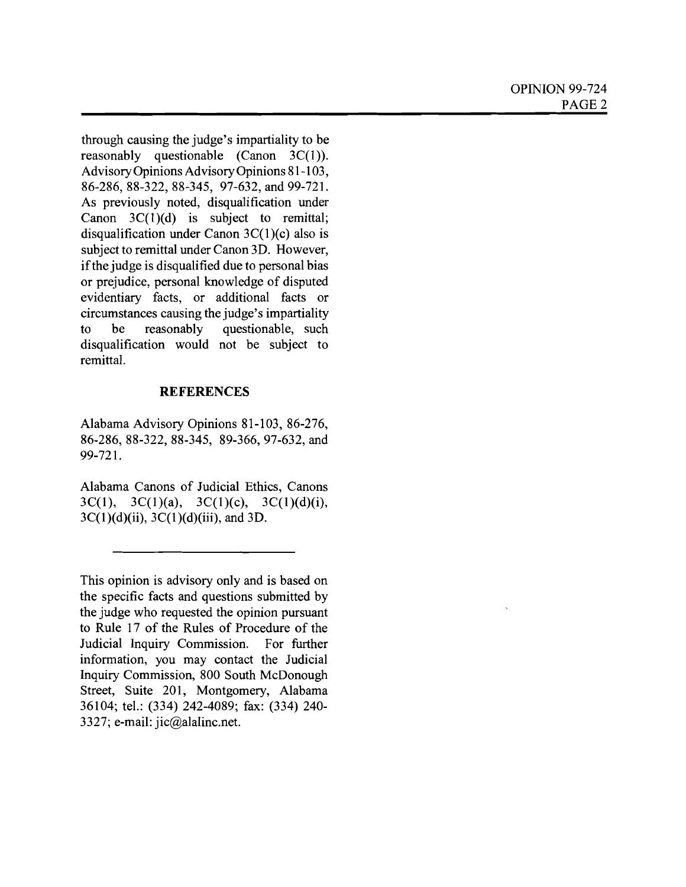through causing the judge's impartiality to be reasonably questionable (Canon 3C(1)). Advisory Opinions Advisory Opinions 81-103, 86-286, 88-322, 88-345, 97-632, and 99-721. As previously noted, disqualification under Canon 3C(1)(d) is subject to remittal; disqualification under Canon 3C(1)(c) also is subject to remittal under Canon 3D. However, if the judge is disqualified due to personal bias or prejudice, personal knowledge of disputed evidentiary facts, or additional facts or circumstances causing the judge's impartiality to be reasonably questionable, such disqualification would not be subject to remittal.

**REFERENCES**

Alabama Advisory Opinions 81-103, 86-276, 86-286, 88-322, 88-345, 89-366, 97-632, and 99-721.

Alabama Canons of Judicial Ethics, Canons 3C(1), 3C(1)(a), 3C(1)(c), 3C(1)(d)(i), 3C(1)(d)(ii), 3C(1)(d)(iii), and 3D.

---

This opinion is advisory only and is based on the specific facts and questions submitted by the judge who requested the opinion pursuant to Rule 17 of the Rules of Procedure of the Judicial Inquiry Commission. For further information, you may contact the Judicial Inquiry Commission, 800 South McDonough Street, Suite 201, Montgomery, Alabama 36104; tel.: (334) 242-4089; fax: (334) 240-3327; e-mail: jic@alalinc.net.